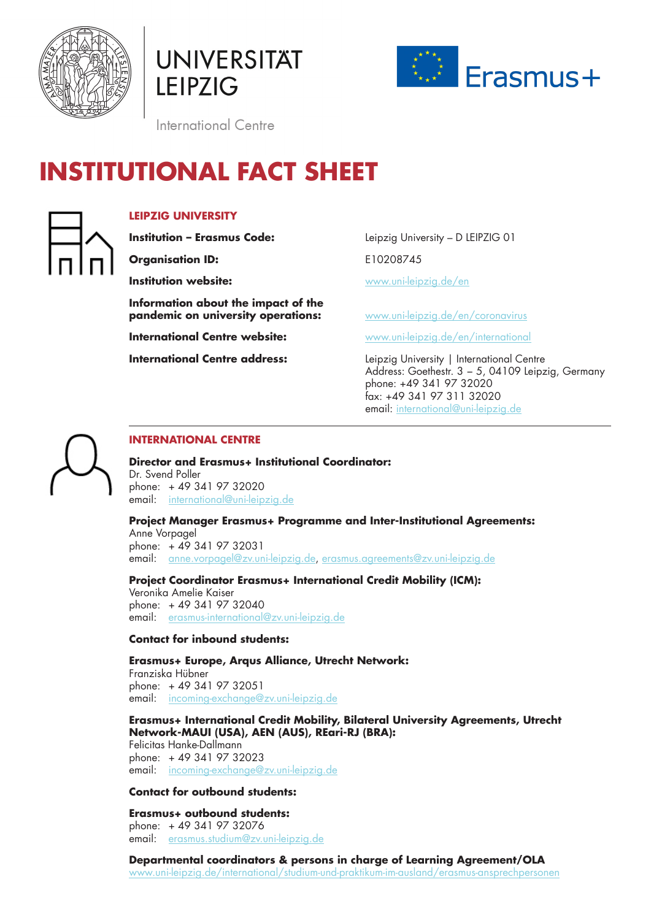UNIVERSITÄT LEIPZIG

International Centre

Erasmus+

# INSTITUTIONAL FACT SHEET

## LEIPZIG UNIVERSITY

| | |
|---|---|
| **Institution – Erasmus Code:** | Leipzig University – D LEIPZIG 01 |
| **Organisation ID:** | E10208745 |
| **Institution website:** | www.uni-leipzig.de/en |
| **Information about the impact of the pandemic on university operations:** | www.uni-leipzig.de/en/coronavirus |
| **International Centre website:** | www.uni-leipzig.de/en/international |
| **International Centre address:** | Leipzig University \| International Centre<br>Address: Goethestr. 3 – 5, 04109 Leipzig, Germany<br>phone: +49 341 97 32020<br>fax: +49 341 97 311 32020<br>email: international@uni-leipzig.de |

## INTERNATIONAL CENTRE

**Director and Erasmus+ Institutional Coordinator:**
Dr. Svend Poller
phone: + 49 341 97 32020
email: international@uni-leipzig.de

**Project Manager Erasmus+ Programme and Inter-Institutional Agreements:**
Anne Vorpagel
phone: + 49 341 97 32031
email: anne.vorpagel@zv.uni-leipzig.de, erasmus.agreements@zv.uni-leipzig.de

**Project Coordinator Erasmus+ International Credit Mobility (ICM):**
Veronika Amelie Kaiser
phone: + 49 341 97 32040
email: erasmus-international@zv.uni-leipzig.de

**Contact for inbound students:**

**Erasmus+ Europe, Arqus Alliance, Utrecht Network:**
Franziska Hübner
phone: + 49 341 97 32051
email: incoming-exchange@zv.uni-leipzig.de

**Erasmus+ International Credit Mobility, Bilateral University Agreements, Utrecht Network-MAUI (USA), AEN (AUS), REari-RJ (BRA):**
Felicitas Hanke-Dallmann
phone: + 49 341 97 32023
email: incoming-exchange@zv.uni-leipzig.de

**Contact for outbound students:**

**Erasmus+ outbound students:**
phone: + 49 341 97 32076
email: erasmus.studium@zv.uni-leipzig.de

**Departmental coordinators & persons in charge of Learning Agreement/OLA**
www.uni-leipzig.de/international/studium-und-praktikum-im-ausland/erasmus-ansprechpersonen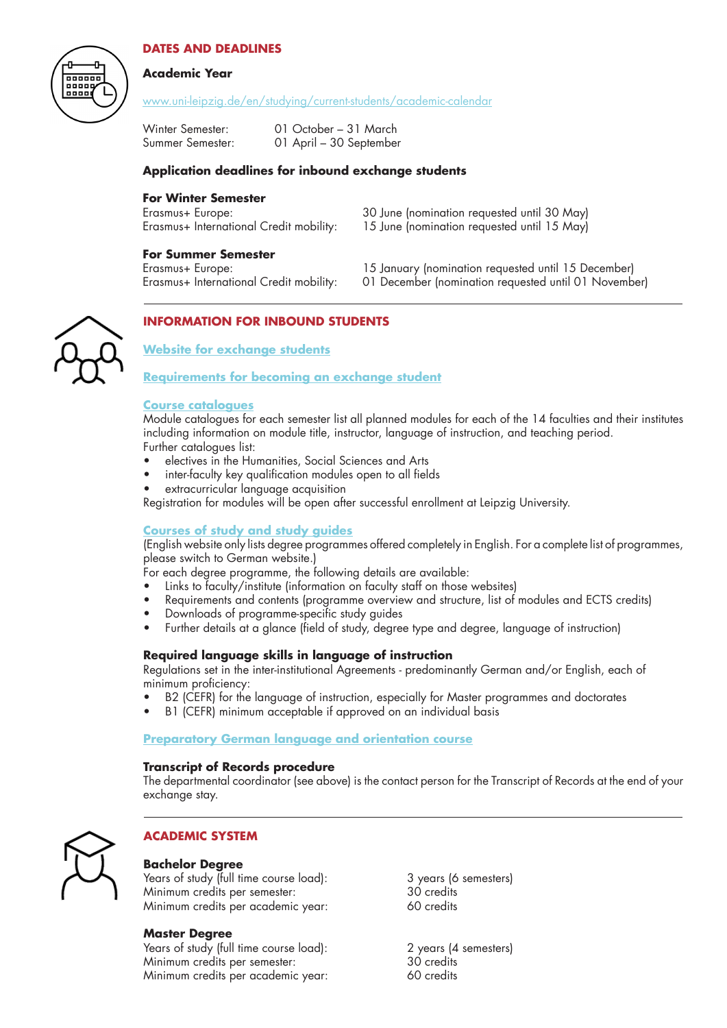## DATES AND DEADLINES

### Academic Year

[www.uni-leipzig.de/en/studying/current-students/academic-calendar](www.uni-leipzig.de/en/studying/current-students/academic-calendar)

| | |
|---|---|
| Winter Semester: | 01 October – 31 March |
| Summer Semester: | 01 April – 30 September |

### Application deadlines for inbound exchange students

**For Winter Semester**

| | |
|---|---|
| Erasmus+ Europe: | 30 June (nomination requested until 30 May) |
| Erasmus+ International Credit mobility: | 15 June (nomination requested until 15 May) |

**For Summer Semester**

| | |
|---|---|
| Erasmus+ Europe: | 15 January (nomination requested until 15 December) |
| Erasmus+ International Credit mobility: | 01 December (nomination requested until 01 November) |

---

## INFORMATION FOR INBOUND STUDENTS

**Website for exchange students**

**Requirements for becoming an exchange student**

**Course catalogues**

Module catalogues for each semester list all planned modules for each of the 14 faculties and their institutes including information on module title, instructor, language of instruction, and teaching period.
Further catalogues list:

- electives in the Humanities, Social Sciences and Arts
- inter-faculty key qualification modules open to all fields
- extracurricular language acquisition

Registration for modules will be open after successful enrollment at Leipzig University.

**Courses of study and study guides**

(English website only lists degree programmes offered completely in English. For a complete list of programmes, please switch to German website.)
For each degree programme, the following details are available:

- Links to faculty/institute (information on faculty staff on those websites)
- Requirements and contents (programme overview and structure, list of modules and ECTS credits)
- Downloads of programme-specific study guides
- Further details at a glance (field of study, degree type and degree, language of instruction)

### Required language skills in language of instruction

Regulations set in the inter-institutional Agreements - predominantly German and/or English, each of minimum proficiency:

- B2 (CEFR) for the language of instruction, especially for Master programmes and doctorates
- B1 (CEFR) minimum acceptable if approved on an individual basis

**Preparatory German language and orientation course**

### Transcript of Records procedure

The departmental coordinator (see above) is the contact person for the Transcript of Records at the end of your exchange stay.

---

## ACADEMIC SYSTEM

**Bachelor Degree**

| | |
|---|---|
| Years of study (full time course load): | 3 years (6 semesters) |
| Minimum credits per semester: | 30 credits |
| Minimum credits per academic year: | 60 credits |

**Master Degree**

| | |
|---|---|
| Years of study (full time course load): | 2 years (4 semesters) |
| Minimum credits per semester: | 30 credits |
| Minimum credits per academic year: | 60 credits |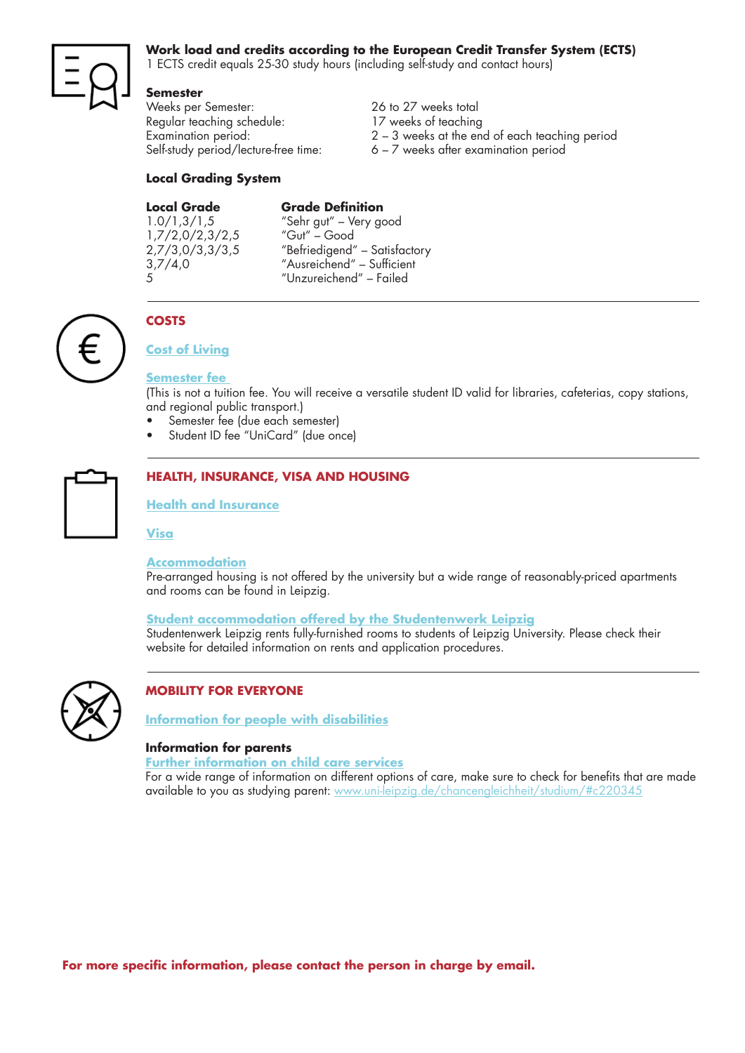### Work load and credits according to the European Credit Transfer System (ECTS)

1 ECTS credit equals 25-30 study hours (including self-study and contact hours)

**Semester**

| | |
|---|---|
| Weeks per Semester: | 26 to 27 weeks total |
| Regular teaching schedule: | 17 weeks of teaching |
| Examination period: | 2 – 3 weeks at the end of each teaching period |
| Self-study period/lecture-free time: | 6 – 7 weeks after examination period |

**Local Grading System**

| Local Grade | Grade Definition |
|---|---|
| 1.0/1,3/1,5 | "Sehr gut" – Very good |
| 1,7/2,0/2,3/2,5 | "Gut" – Good |
| 2,7/3,0/3,3/3,5 | "Befriedigend" – Satisfactory |
| 3,7/4,0 | "Ausreichend" – Sufficient |
| 5 | "Unzureichend" – Failed |

## COSTS

**Cost of Living**

**Semester fee**

(This is not a tuition fee. You will receive a versatile student ID valid for libraries, cafeterias, copy stations, and regional public transport.)

- Semester fee (due each semester)
- Student ID fee "UniCard" (due once)

## HEALTH, INSURANCE, VISA AND HOUSING

**Health and Insurance**

**Visa**

**Accommodation**

Pre-arranged housing is not offered by the university but a wide range of reasonably-priced apartments and rooms can be found in Leipzig.

**Student accommodation offered by the Studentenwerk Leipzig**

Studentenwerk Leipzig rents fully-furnished rooms to students of Leipzig University. Please check their website for detailed information on rents and application procedures.

## MOBILITY FOR EVERYONE

**Information for people with disabilities**

**Information for parents**

**Further information on child care services**

For a wide range of information on different options of care, make sure to check for benefits that are made available to you as studying parent: www.uni-leipzig.de/chancengleichheit/studium/#c220345

**For more specific information, please contact the person in charge by email.**